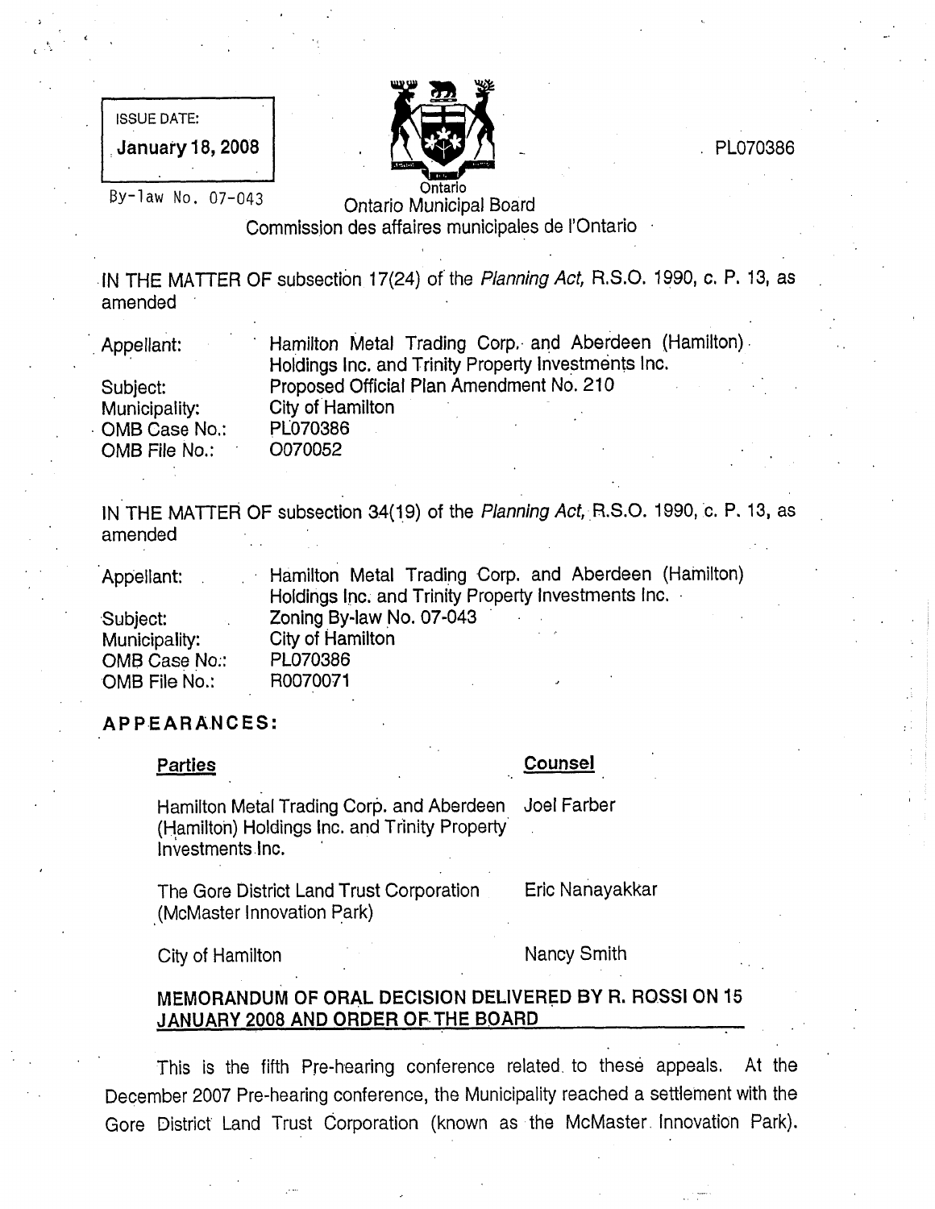ISSUE DATE:

**January 18, 2008**

By-law No. 07-043

PL070386

Ontario

Ontario Municipal Board
Commission des affaires municipales de l'Ontario

IN THE MATTER OF subsection 17(24) of the *Planning Act*, R.S.O. 1990, c. P. 13, as amended

| | |
|---|---|
| Appellant: | Hamilton Metal Trading Corp. and Aberdeen (Hamilton) Holdings Inc. and Trinity Property Investments Inc. |
| Subject: | Proposed Official Plan Amendment No. 210 |
| Municipality: | City of Hamilton |
| OMB Case No.: | PL070386 |
| OMB File No.: | O070052 |

IN THE MATTER OF subsection 34(19) of the *Planning Act*, R.S.O. 1990, c. P. 13, as amended

| | |
|---|---|
| Appellant: | Hamilton Metal Trading Corp. and Aberdeen (Hamilton) Holdings Inc. and Trinity Property Investments Inc. |
| Subject: | Zoning By-law No. 07-043 |
| Municipality: | City of Hamilton |
| OMB Case No.: | PL070386 |
| OMB File No.: | R0070071 |

**APPEARANCES:**

| **Parties** | **Counsel** |
|---|---|
| Hamilton Metal Trading Corp. and Aberdeen (Hamilton) Holdings Inc. and Trinity Property Investments Inc. | Joel Farber |
| The Gore District Land Trust Corporation (McMaster Innovation Park) | Eric Nanayakkar |
| City of Hamilton | Nancy Smith |

**MEMORANDUM OF ORAL DECISION DELIVERED BY R. ROSSI ON 15 JANUARY 2008 AND ORDER OF THE BOARD**

This is the fifth Pre-hearing conference related to these appeals. At the December 2007 Pre-hearing conference, the Municipality reached a settlement with the Gore District Land Trust Corporation (known as the McMaster Innovation Park).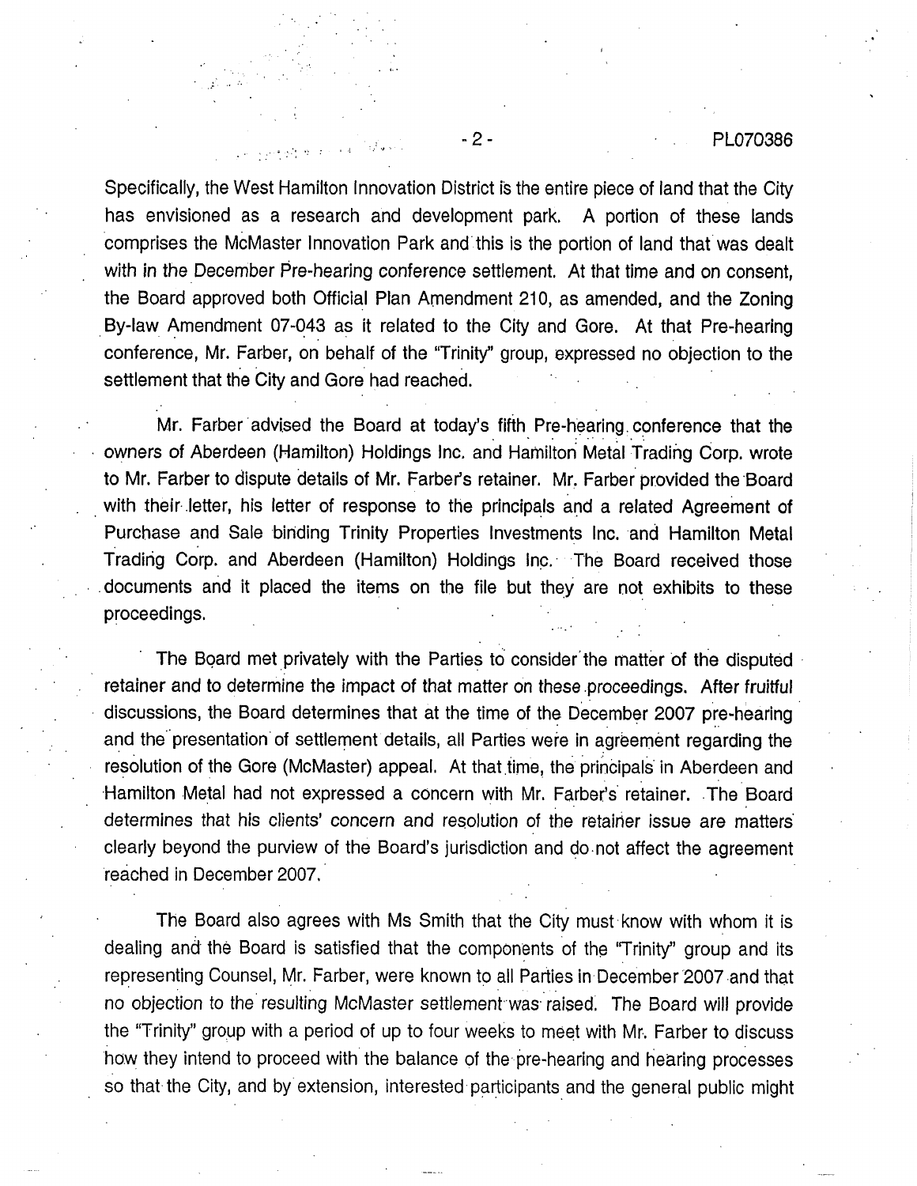Specifically, the West Hamilton Innovation District is the entire piece of land that the City has envisioned as a research and development park. A portion of these lands comprises the McMaster Innovation Park and this is the portion of land that was dealt with in the December Pre-hearing conference settlement. At that time and on consent, the Board approved both Official Plan Amendment 210, as amended, and the Zoning By-law Amendment 07-043 as it related to the City and Gore. At that Pre-hearing conference, Mr. Farber, on behalf of the "Trinity" group, expressed no objection to the settlement that the City and Gore had reached.

Mr. Farber advised the Board at today's fifth Pre-hearing conference that the owners of Aberdeen (Hamilton) Holdings Inc. and Hamilton Metal Trading Corp. wrote to Mr. Farber to dispute details of Mr. Farber's retainer. Mr. Farber provided the Board with their letter, his letter of response to the principals and a related Agreement of Purchase and Sale binding Trinity Properties Investments Inc. and Hamilton Metal Trading Corp. and Aberdeen (Hamilton) Holdings Inc. The Board received those documents and it placed the items on the file but they are not exhibits to these proceedings.

The Board met privately with the Parties to consider the matter of the disputed retainer and to determine the impact of that matter on these proceedings. After fruitful discussions, the Board determines that at the time of the December 2007 pre-hearing and the presentation of settlement details, all Parties were in agreement regarding the resolution of the Gore (McMaster) appeal. At that time, the principals in Aberdeen and Hamilton Metal had not expressed a concern with Mr. Farber's retainer. The Board determines that his clients' concern and resolution of the retainer issue are matters clearly beyond the purview of the Board's jurisdiction and do not affect the agreement reached in December 2007.

The Board also agrees with Ms Smith that the City must know with whom it is dealing and the Board is satisfied that the components of the "Trinity" group and its representing Counsel, Mr. Farber, were known to all Parties in December 2007 and that no objection to the resulting McMaster settlement was raised. The Board will provide the "Trinity" group with a period of up to four weeks to meet with Mr. Farber to discuss how they intend to proceed with the balance of the pre-hearing and hearing processes so that the City, and by extension, interested participants and the general public might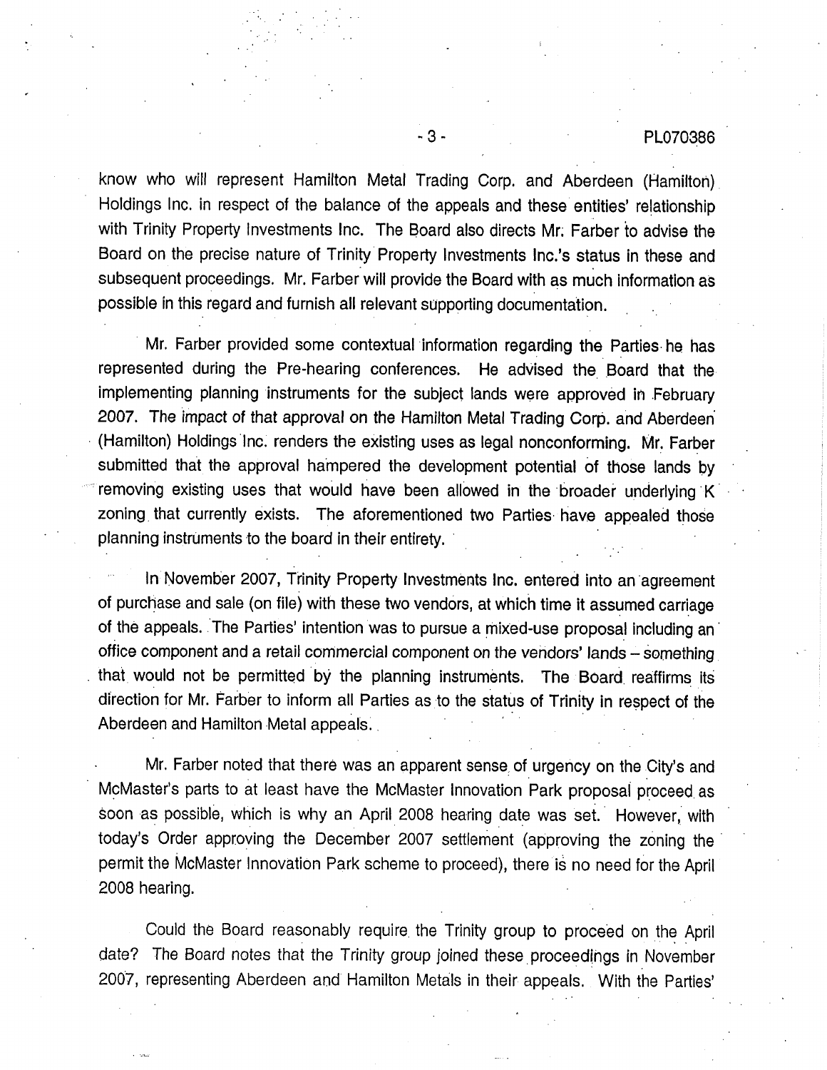know who will represent Hamilton Metal Trading Corp. and Aberdeen (Hamilton) Holdings Inc. in respect of the balance of the appeals and these entities' relationship with Trinity Property Investments Inc. The Board also directs Mr. Farber to advise the Board on the precise nature of Trinity Property Investments Inc.'s status in these and subsequent proceedings. Mr. Farber will provide the Board with as much information as possible in this regard and furnish all relevant supporting documentation.

Mr. Farber provided some contextual information regarding the Parties he has represented during the Pre-hearing conferences. He advised the Board that the implementing planning instruments for the subject lands were approved in February 2007. The impact of that approval on the Hamilton Metal Trading Corp. and Aberdeen (Hamilton) Holdings Inc. renders the existing uses as legal nonconforming. Mr. Farber submitted that the approval hampered the development potential of those lands by removing existing uses that would have been allowed in the broader underlying K zoning that currently exists. The aforementioned two Parties have appealed those planning instruments to the board in their entirety.

In November 2007, Trinity Property Investments Inc. entered into an agreement of purchase and sale (on file) with these two vendors, at which time it assumed carriage of the appeals. The Parties' intention was to pursue a mixed-use proposal including an office component and a retail commercial component on the vendors' lands – something that would not be permitted by the planning instruments. The Board reaffirms its direction for Mr. Farber to inform all Parties as to the status of Trinity in respect of the Aberdeen and Hamilton Metal appeals.

Mr. Farber noted that there was an apparent sense of urgency on the City's and McMaster's parts to at least have the McMaster Innovation Park proposal proceed as soon as possible, which is why an April 2008 hearing date was set. However, with today's Order approving the December 2007 settlement (approving the zoning the permit the McMaster Innovation Park scheme to proceed), there is no need for the April 2008 hearing.

Could the Board reasonably require the Trinity group to proceed on the April date? The Board notes that the Trinity group joined these proceedings in November 2007, representing Aberdeen and Hamilton Metals in their appeals. With the Parties'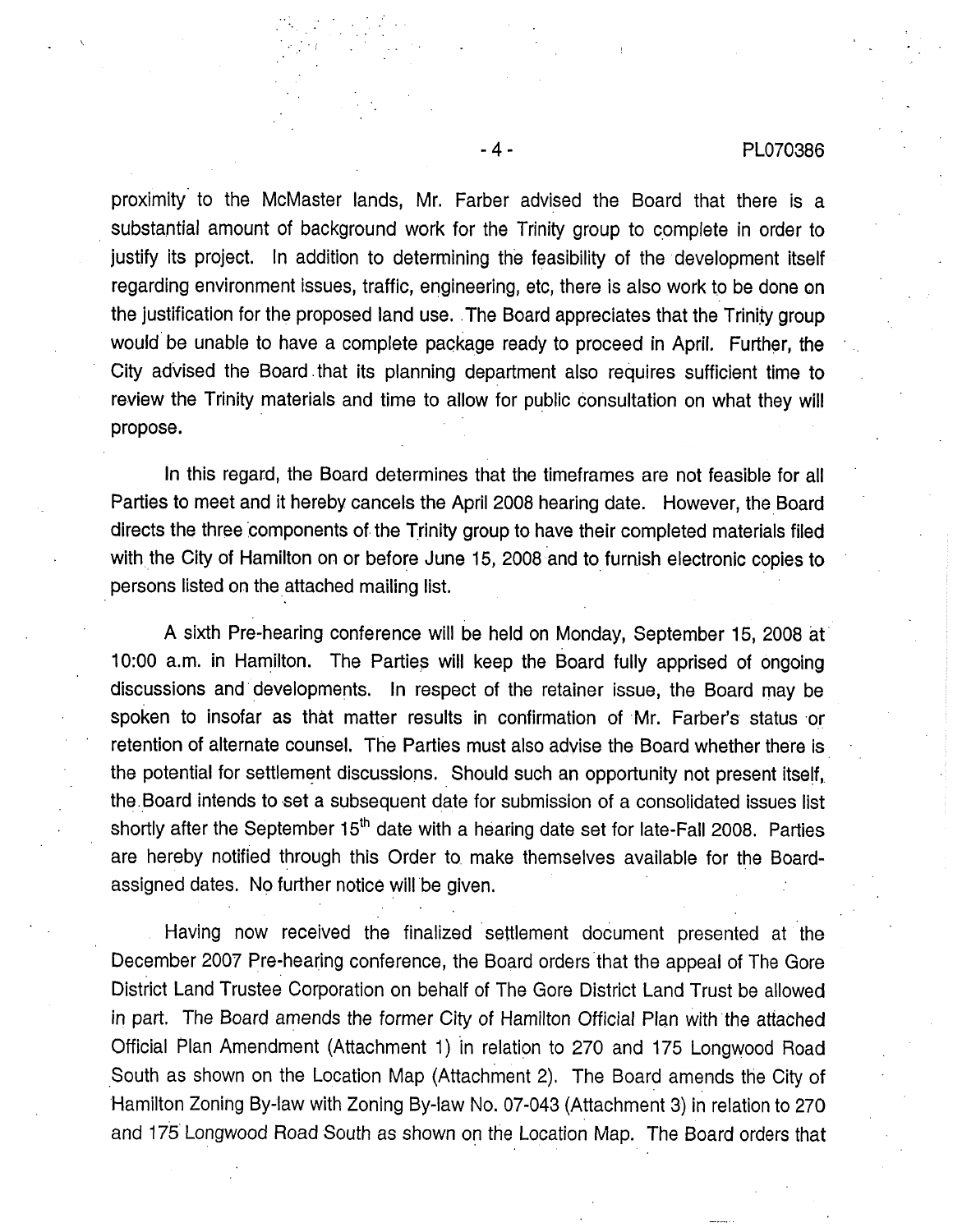proximity to the McMaster lands, Mr. Farber advised the Board that there is a substantial amount of background work for the Trinity group to complete in order to justify its project. In addition to determining the feasibility of the development itself regarding environment issues, traffic, engineering, etc, there is also work to be done on the justification for the proposed land use. The Board appreciates that the Trinity group would be unable to have a complete package ready to proceed in April. Further, the City advised the Board that its planning department also requires sufficient time to review the Trinity materials and time to allow for public consultation on what they will propose.

In this regard, the Board determines that the timeframes are not feasible for all Parties to meet and it hereby cancels the April 2008 hearing date. However, the Board directs the three components of the Trinity group to have their completed materials filed with the City of Hamilton on or before June 15, 2008 and to furnish electronic copies to persons listed on the attached mailing list.

A sixth Pre-hearing conference will be held on Monday, September 15, 2008 at 10:00 a.m. in Hamilton. The Parties will keep the Board fully apprised of ongoing discussions and developments. In respect of the retainer issue, the Board may be spoken to insofar as that matter results in confirmation of Mr. Farber's status or retention of alternate counsel. The Parties must also advise the Board whether there is the potential for settlement discussions. Should such an opportunity not present itself, the Board intends to set a subsequent date for submission of a consolidated issues list shortly after the September 15th date with a hearing date set for late-Fall 2008. Parties are hereby notified through this Order to make themselves available for the Board-assigned dates. No further notice will be given.

Having now received the finalized settlement document presented at the December 2007 Pre-hearing conference, the Board orders that the appeal of The Gore District Land Trustee Corporation on behalf of The Gore District Land Trust be allowed in part. The Board amends the former City of Hamilton Official Plan with the attached Official Plan Amendment (Attachment 1) in relation to 270 and 175 Longwood Road South as shown on the Location Map (Attachment 2). The Board amends the City of Hamilton Zoning By-law with Zoning By-law No. 07-043 (Attachment 3) in relation to 270 and 175 Longwood Road South as shown on the Location Map. The Board orders that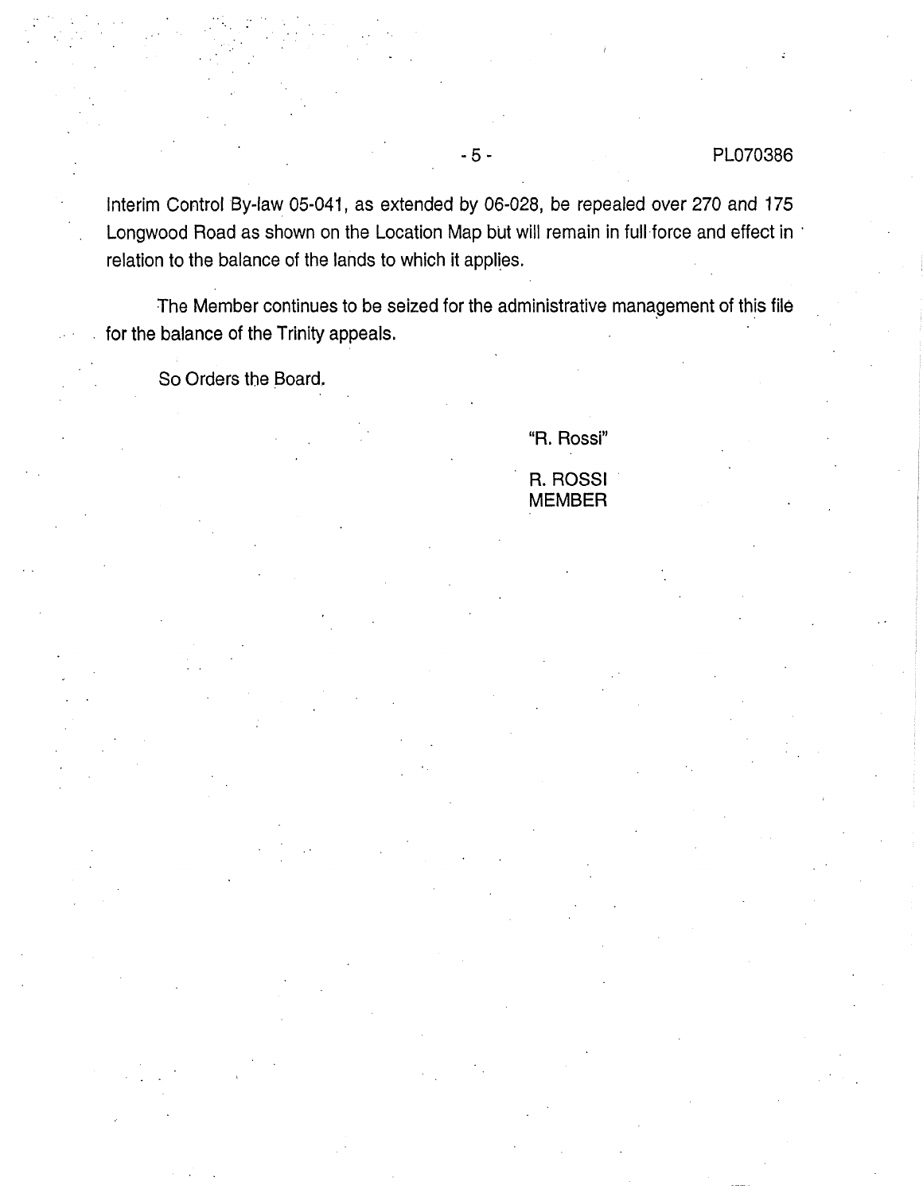Interim Control By-law 05-041, as extended by 06-028, be repealed over 270 and 175 Longwood Road as shown on the Location Map but will remain in full force and effect in relation to the balance of the lands to which it applies.

The Member continues to be seized for the administrative management of this file for the balance of the Trinity appeals.

So Orders the Board.

"R. Rossi"

R. ROSSI
MEMBER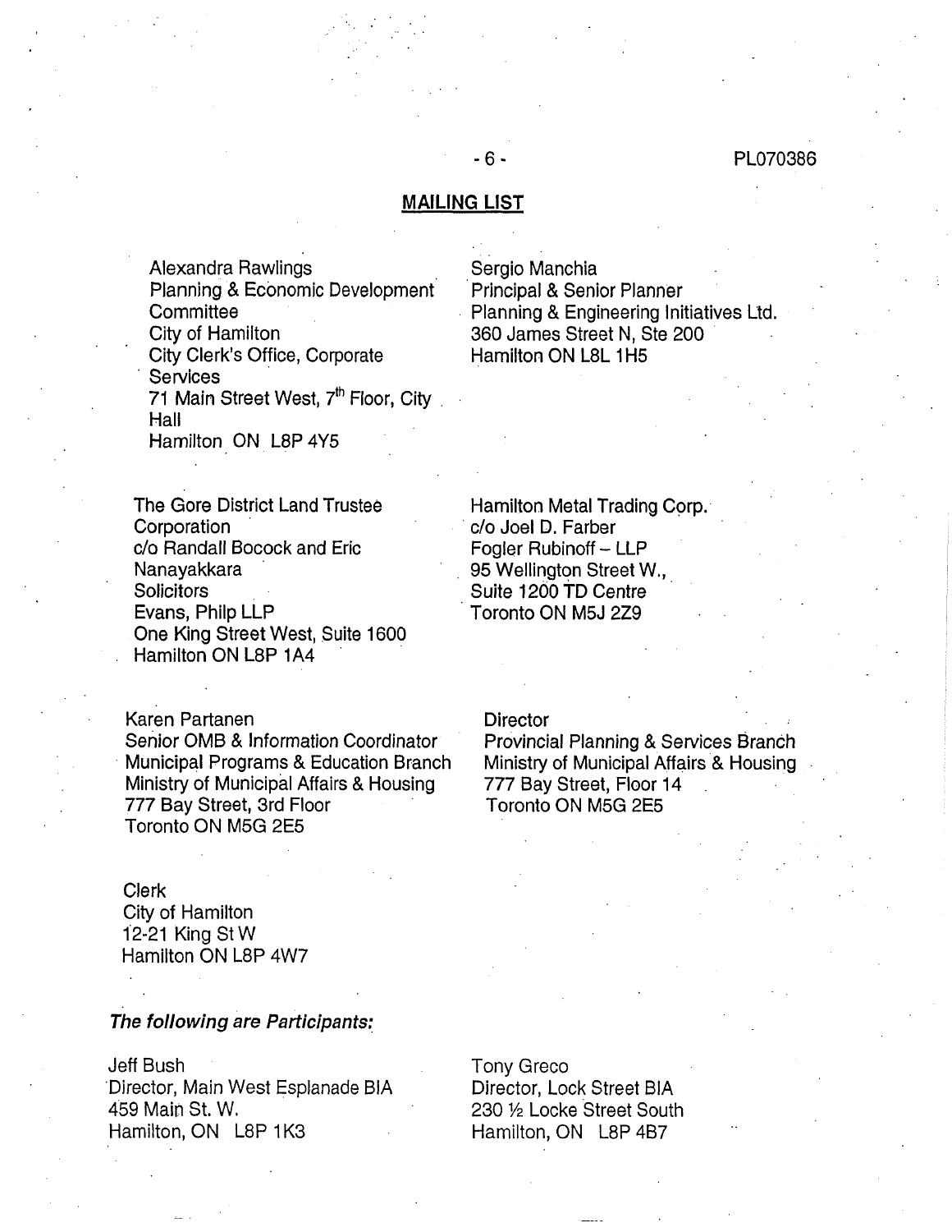## MAILING LIST

Alexandra Rawlings
Planning & Economic Development Committee
City of Hamilton
City Clerk's Office, Corporate Services
71 Main Street West, 7th Floor, City Hall
Hamilton ON L8P 4Y5

Sergio Manchia
Principal & Senior Planner
Planning & Engineering Initiatives Ltd.
360 James Street N, Ste 200
Hamilton ON L8L 1H5

The Gore District Land Trustee Corporation
c/o Randall Bocock and Eric Nanayakkara
Solicitors
Evans, Philp LLP
One King Street West, Suite 1600
Hamilton ON L8P 1A4

Hamilton Metal Trading Corp.
c/o Joel D. Farber
Fogler Rubinoff – LLP
95 Wellington Street W.,
Suite 1200 TD Centre
Toronto ON M5J 2Z9

Karen Partanen
Senior OMB & Information Coordinator
Municipal Programs & Education Branch
Ministry of Municipal Affairs & Housing
777 Bay Street, 3rd Floor
Toronto ON M5G 2E5

Director
Provincial Planning & Services Branch
Ministry of Municipal Affairs & Housing
777 Bay Street, Floor 14
Toronto ON M5G 2E5

Clerk
City of Hamilton
12-21 King St W
Hamilton ON L8P 4W7

***The following are Participants:***

Jeff Bush
Director, Main West Esplanade BIA
459 Main St. W.
Hamilton, ON L8P 1K3

Tony Greco
Director, Lock Street BIA
230 ½ Locke Street South
Hamilton, ON L8P 4B7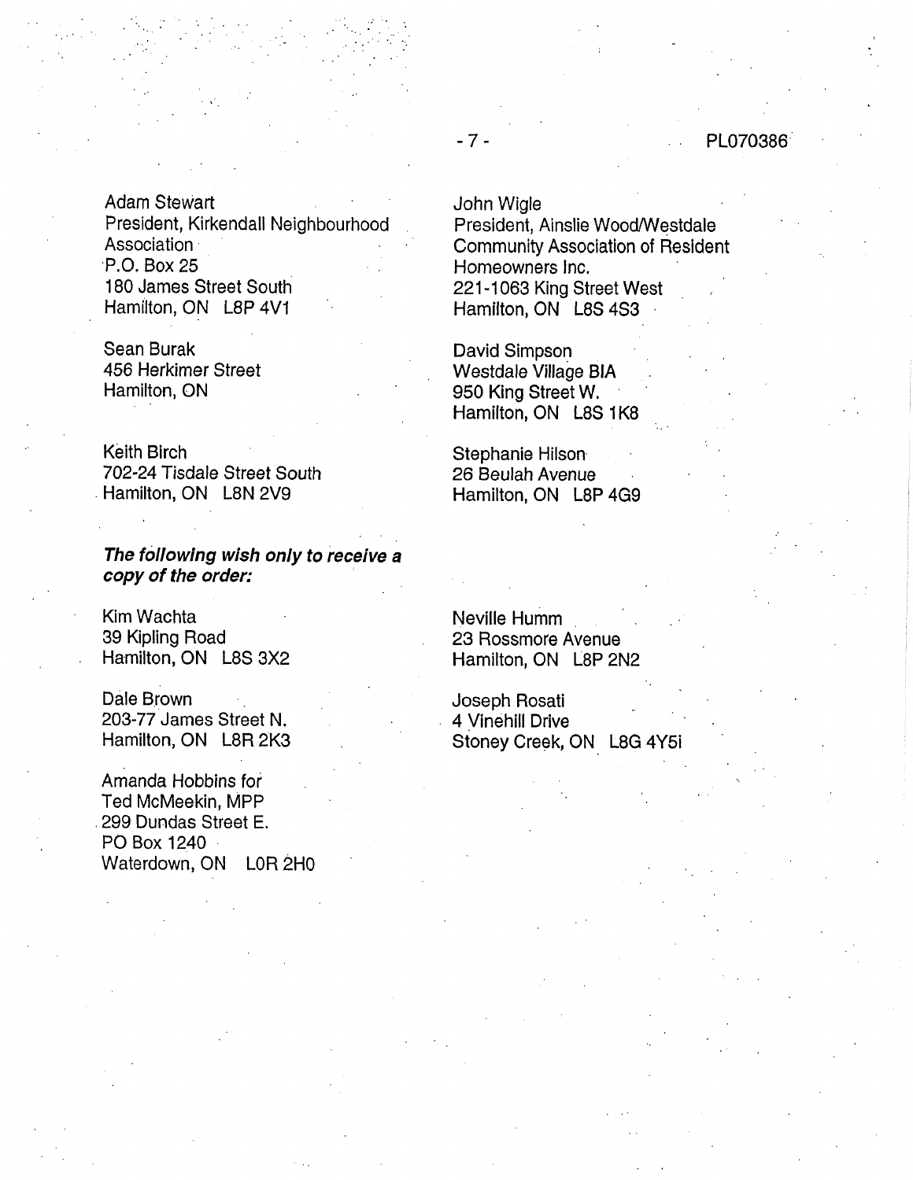Adam Stewart
President, Kirkendall Neighbourhood Association
P.O. Box 25
180 James Street South
Hamilton, ON L8P 4V1

Sean Burak
456 Herkimer Street
Hamilton, ON

Keith Birch
702-24 Tisdale Street South
Hamilton, ON L8N 2V9

John Wigle
President, Ainslie Wood/Westdale Community Association of Resident Homeowners Inc.
221-1063 King Street West
Hamilton, ON L8S 4S3

David Simpson
Westdale Village BIA
950 King Street W.
Hamilton, ON L8S 1K8

Stephanie Hilson
26 Beulah Avenue
Hamilton, ON L8P 4G9

***The following wish only to receive a copy of the order:***

Kim Wachta
39 Kipling Road
Hamilton, ON L8S 3X2

Dale Brown
203-77 James Street N.
Hamilton, ON L8R 2K3

Amanda Hobbins for
Ted McMeekin, MPP
299 Dundas Street E.
PO Box 1240
Waterdown, ON L0R 2H0

Neville Humm
23 Rossmore Avenue
Hamilton, ON L8P 2N2

Joseph Rosati
4 Vinehill Drive
Stoney Creek, ON L8G 4Y5i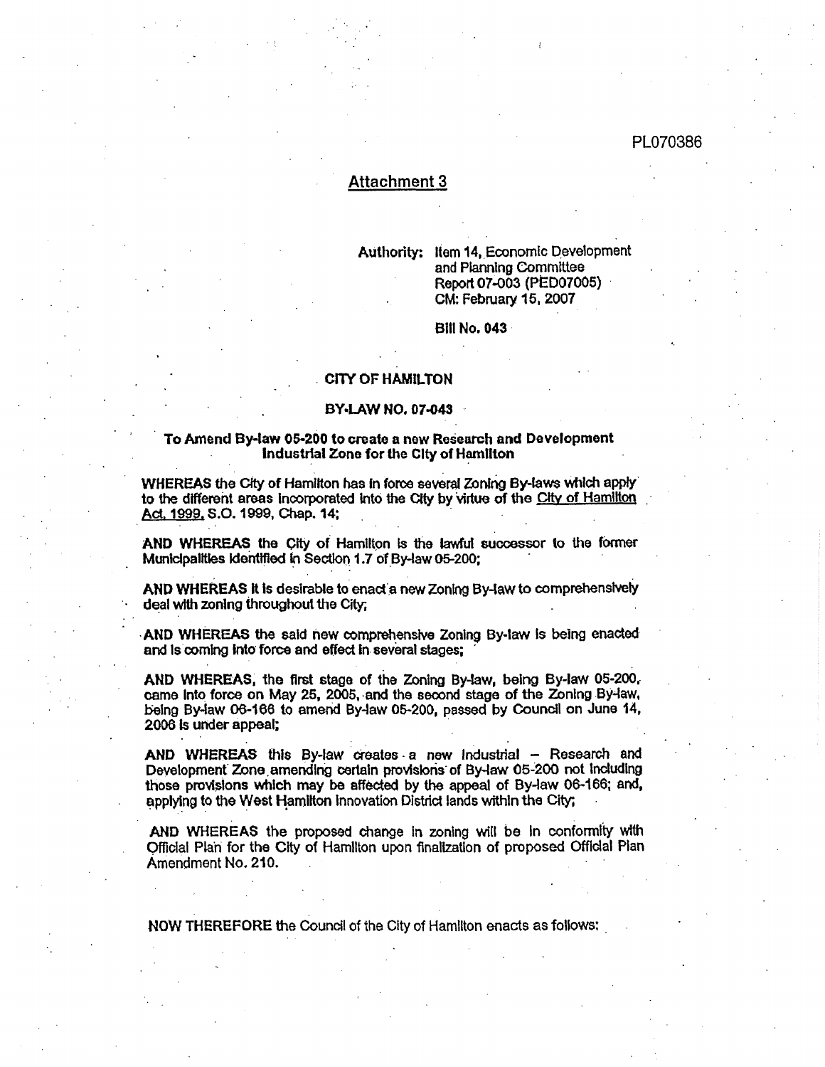PL070386

## Attachment 3

Authority: Item 14, Economic Development and Planning Committee Report 07-003 (PED07005)
CM: February 15, 2007

Bill No. 043

### CITY OF HAMILTON

### BY-LAW NO. 07-043

**To Amend By-law 05-200 to create a new Research and Development Industrial Zone for the City of Hamilton**

**WHEREAS** the City of Hamilton has in force several Zoning By-laws which apply to the different areas incorporated into the City by virtue of the City of Hamilton Act, 1999, S.O. 1999, Chap. 14;

**AND WHEREAS** the City of Hamilton is the lawful successor to the former Municipalities identified in Section 1.7 of By-law 05-200;

**AND WHEREAS** it is desirable to enact a new Zoning By-law to comprehensively deal with zoning throughout the City;

**AND WHEREAS** the said new comprehensive Zoning By-law is being enacted and is coming into force and effect in several stages;

**AND WHEREAS**, the first stage of the Zoning By-law, being By-law 05-200, came into force on May 25, 2005, and the second stage of the Zoning By-law, being By-law 06-166 to amend By-law 05-200, passed by Council on June 14, 2006 is under appeal;

**AND WHEREAS** this By-law creates a new Industrial – Research and Development Zone amending certain provisions of By-law 05-200 not including those provisions which may be affected by the appeal of By-law 06-166; and, applying to the West Hamilton Innovation District lands within the City;

**AND WHEREAS** the proposed change in zoning will be in conformity with Official Plan for the City of Hamilton upon finalization of proposed Official Plan Amendment No. 210.

**NOW THEREFORE** the Council of the City of Hamilton enacts as follows: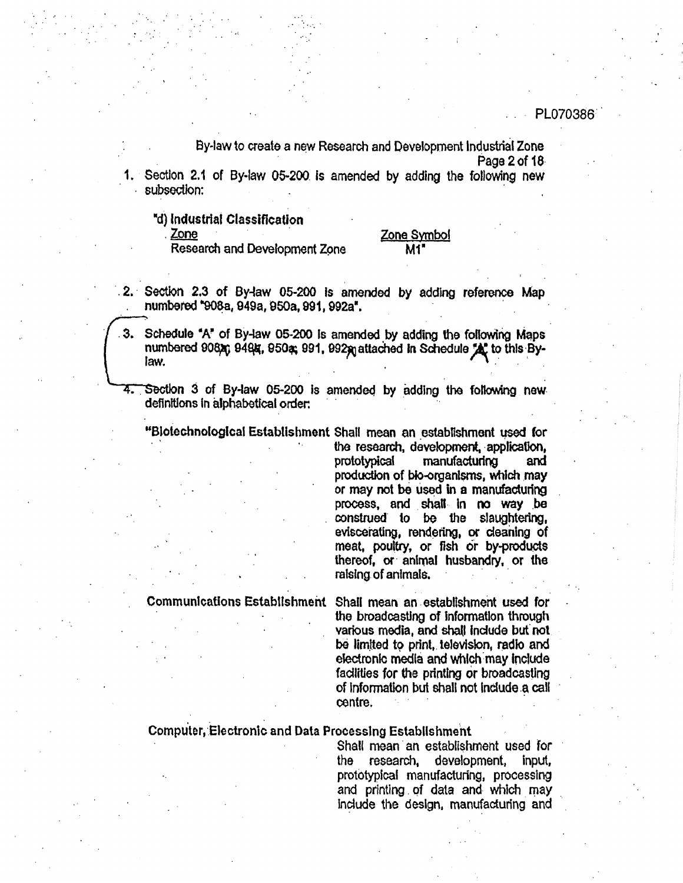By-law to create a new Research and Development Industrial Zone

1. Section 2.1 of By-law 05-200 is amended by adding the following new subsection:

   "d) **Industrial Classification**

   | Zone | Zone Symbol |
   |---|---|
   | Research and Development Zone | M1" |

2. Section 2.3 of By-law 05-200 is amended by adding reference Map numbered "908a, 949a, 950a, 991, 992a".

3. Schedule "A" of By-law 05-200 is amended by adding the following Maps numbered 908a, 949a, 950a, 991, 992a attached in Schedule "A" to this By-law.

4. Section 3 of By-law 05-200 is amended by adding the following new definitions in alphabetical order:

   "**Biotechnological Establishment** Shall mean an establishment used for the research, development, application, prototypical manufacturing and production of bio-organisms, which may or may not be used in a manufacturing process, and shall in no way be construed to be the slaughtering, eviscerating, rendering, or cleaning of meat, poultry, or fish or by-products thereof, or animal husbandry, or the raising of animals.

   **Communications Establishment** Shall mean an establishment used for the broadcasting of information through various media, and shall include but not be limited to print, television, radio and electronic media and which may include facilities for the printing or broadcasting of information but shall not include a call centre.

   **Computer, Electronic and Data Processing Establishment** Shall mean an establishment used for the research, development, input, prototypical manufacturing, processing and printing of data and which may include the design, manufacturing and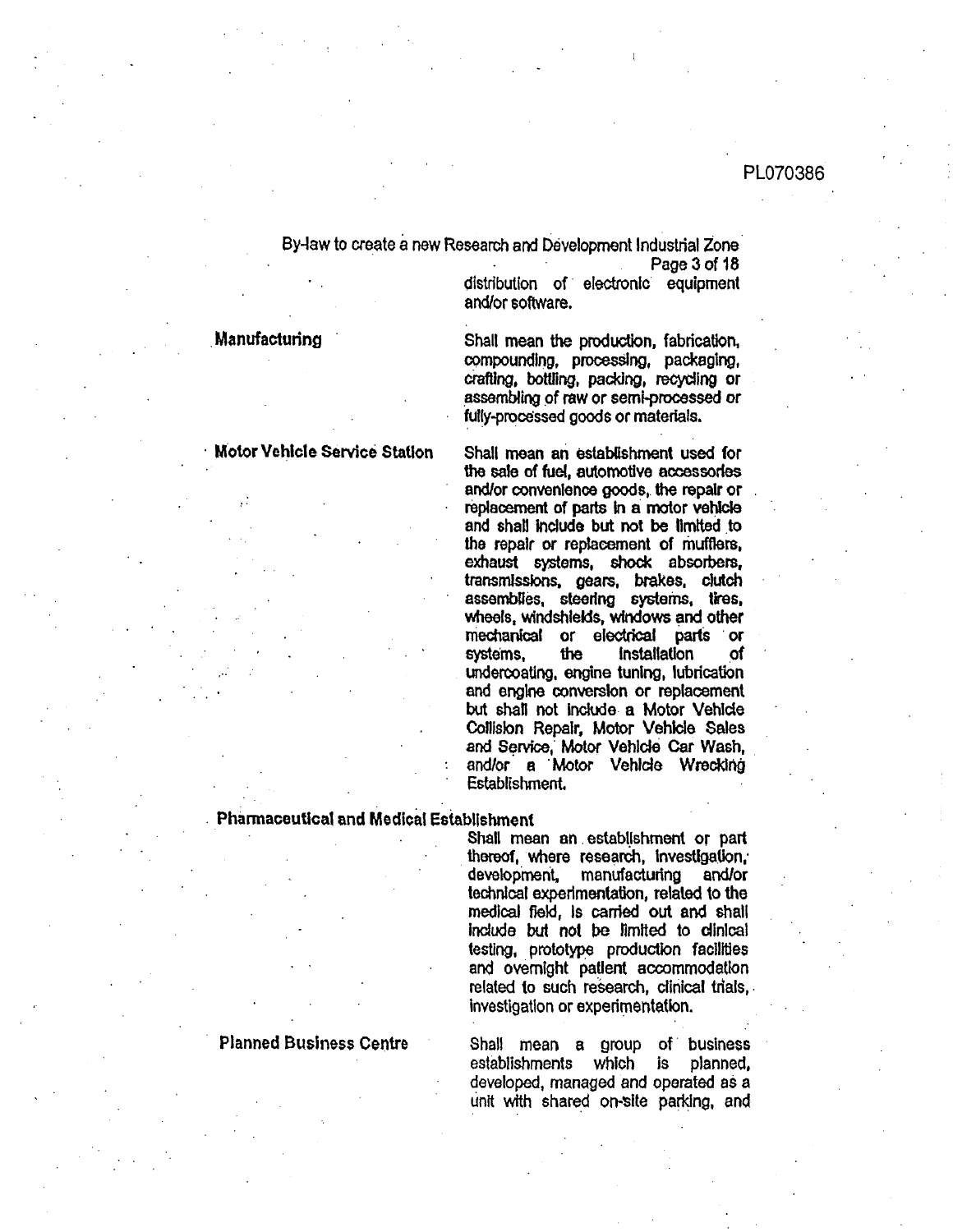distribution of electronic equipment and/or software.

**Manufacturing**

Shall mean the production, fabrication, compounding, processing, packaging, crafting, bottling, packing, recycling or assembling of raw or semi-processed or fully-processed goods or materials.

**Motor Vehicle Service Station**

Shall mean an establishment used for the sale of fuel, automotive accessories and/or convenience goods, the repair or replacement of parts in a motor vehicle and shall include but not be limited to the repair or replacement of mufflers, exhaust systems, shock absorbers, transmissions, gears, brakes, clutch assemblies, steering systems, tires, wheels, windshields, windows and other mechanical or electrical parts or systems, the installation of undercoating, engine tuning, lubrication and engine conversion or replacement but shall not include a Motor Vehicle Collision Repair, Motor Vehicle Sales and Service, Motor Vehicle Car Wash, and/or a Motor Vehicle Wrecking Establishment.

**Pharmaceutical and Medical Establishment**

Shall mean an establishment or part thereof, where research, investigation, development, manufacturing and/or technical experimentation, related to the medical field, is carried out and shall include but not be limited to clinical testing, prototype production facilities and overnight patient accommodation related to such research, clinical trials, investigation or experimentation.

**Planned Business Centre**

Shall mean a group of business establishments which is planned, developed, managed and operated as a unit with shared on-site parking, and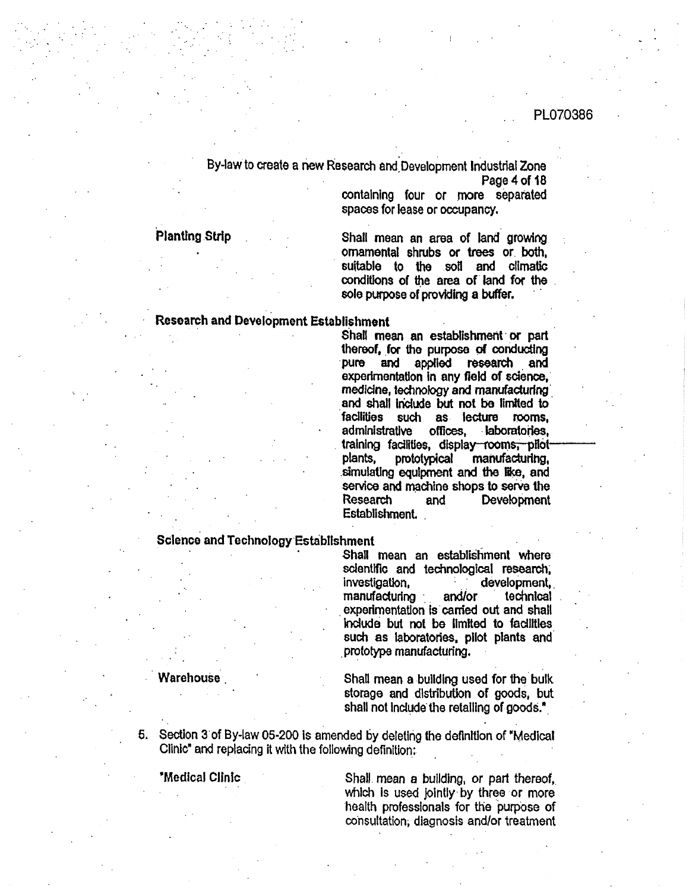containing four or more separated spaces for lease or occupancy.

**Planting Strip** — Shall mean an area of land growing ornamental shrubs or trees or both, suitable to the soil and climatic conditions of the area of land for the sole purpose of providing a buffer.

**Research and Development Establishment** — Shall mean an establishment or part thereof, for the purpose of conducting pure and applied research and experimentation in any field of science, medicine, technology and manufacturing and shall include but not be limited to facilities such as lecture rooms, administrative offices, laboratories, training facilities, display rooms, pilot plants, prototypical manufacturing, simulating equipment and the like, and service and machine shops to serve the Research and Development Establishment.

**Science and Technology Establishment** — Shall mean an establishment where scientific and technological research, investigation, development, manufacturing and/or technical experimentation is carried out and shall include but not be limited to facilities such as laboratories, pilot plants and prototype manufacturing.

**Warehouse** — Shall mean a building used for the bulk storage and distribution of goods, but shall not include the retailing of goods."

5. Section 3 of By-law 05-200 is amended by deleting the definition of "Medical Clinic" and replacing it with the following definition:

"**Medical Clinic** — Shall mean a building, or part thereof, which is used jointly by three or more health professionals for the purpose of consultation, diagnosis and/or treatment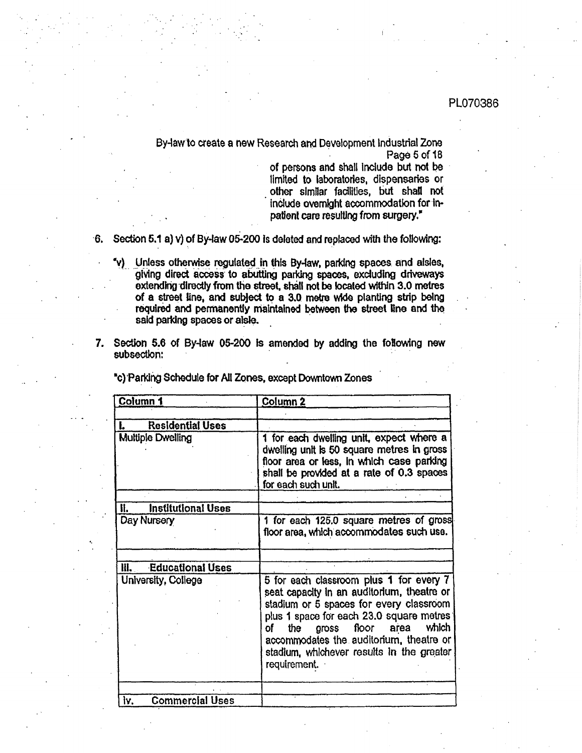of persons and shall include but not be limited to laboratories, dispensaries or other similar facilities, but shall not include overnight accommodation for in-patient care resulting from surgery."

6. Section 5.1 a) v) of By-law 05-200 is deleted and replaced with the following:

   "v) Unless otherwise regulated in this By-law, parking spaces and aisles, giving direct access to abutting parking spaces, excluding driveways extending directly from the street, shall not be located within 3.0 metres of a street line, and subject to a 3.0 metre wide planting strip being required and permanently maintained between the street line and the said parking spaces or aisle.

7. Section 5.6 of By-law 05-200 is amended by adding the following new subsection:

   "c) Parking Schedule for All Zones, except Downtown Zones

| Column 1 | Column 2 |
|---|---|
| | |
| **I. Residential Uses** | |
| Multiple Dwelling | 1 for each dwelling unit, expect where a dwelling unit is 50 square metres in gross floor area or less, in which case parking shall be provided at a rate of 0.3 spaces for each such unit. |
| | |
| **II. Institutional Uses** | |
| Day Nursery | 1 for each 125.0 square metres of gross floor area, which accommodates such use. |
| | |
| **III. Educational Uses** | |
| University, College | 5 for each classroom plus 1 for every 7 seat capacity in an auditorium, theatre or stadium or 5 spaces for every classroom plus 1 space for each 23.0 square metres of the gross floor area which accommodates the auditorium, theatre or stadium, whichever results in the greater requirement. |
| | |
| **IV. Commercial Uses** | |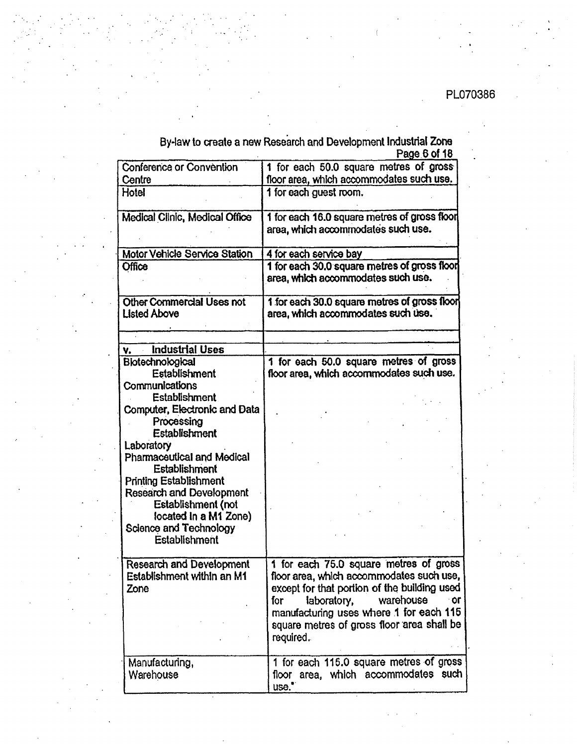By-law to create a new Research and Development Industrial Zone

| | |
|---|---|
| Conference or Convention Centre | 1 for each 50.0 square metres of gross floor area, which accommodates such use. |
| Hotel | 1 for each guest room. |
| Medical Clinic, Medical Office | 1 for each 16.0 square metres of gross floor area, which accommodates such use. |
| Motor Vehicle Service Station | 4 for each service bay |
| Office | 1 for each 30.0 square metres of gross floor area, which accommodates such use. |
| Other Commercial Uses not Listed Above | 1 for each 30.0 square metres of gross floor area, which accommodates such use. |
| | |
| **v. Industrial Uses** | |
| Biotechnological Establishment<br>Communications Establishment<br>Computer, Electronic and Data Processing Establishment<br>Laboratory<br>Pharmaceutical and Medical Establishment<br>Printing Establishment<br>Research and Development Establishment (not located in a M1 Zone)<br>Science and Technology Establishment | 1 for each 50.0 square metres of gross floor area, which accommodates such use. |
| Research and Development Establishment within an M1 Zone | 1 for each 75.0 square metres of gross floor area, which accommodates such use, except for that portion of the building used for laboratory, warehouse or manufacturing uses where 1 for each 115 square metres of gross floor area shall be required. |
| Manufacturing, Warehouse | 1 for each 115.0 square metres of gross floor area, which accommodates such use." |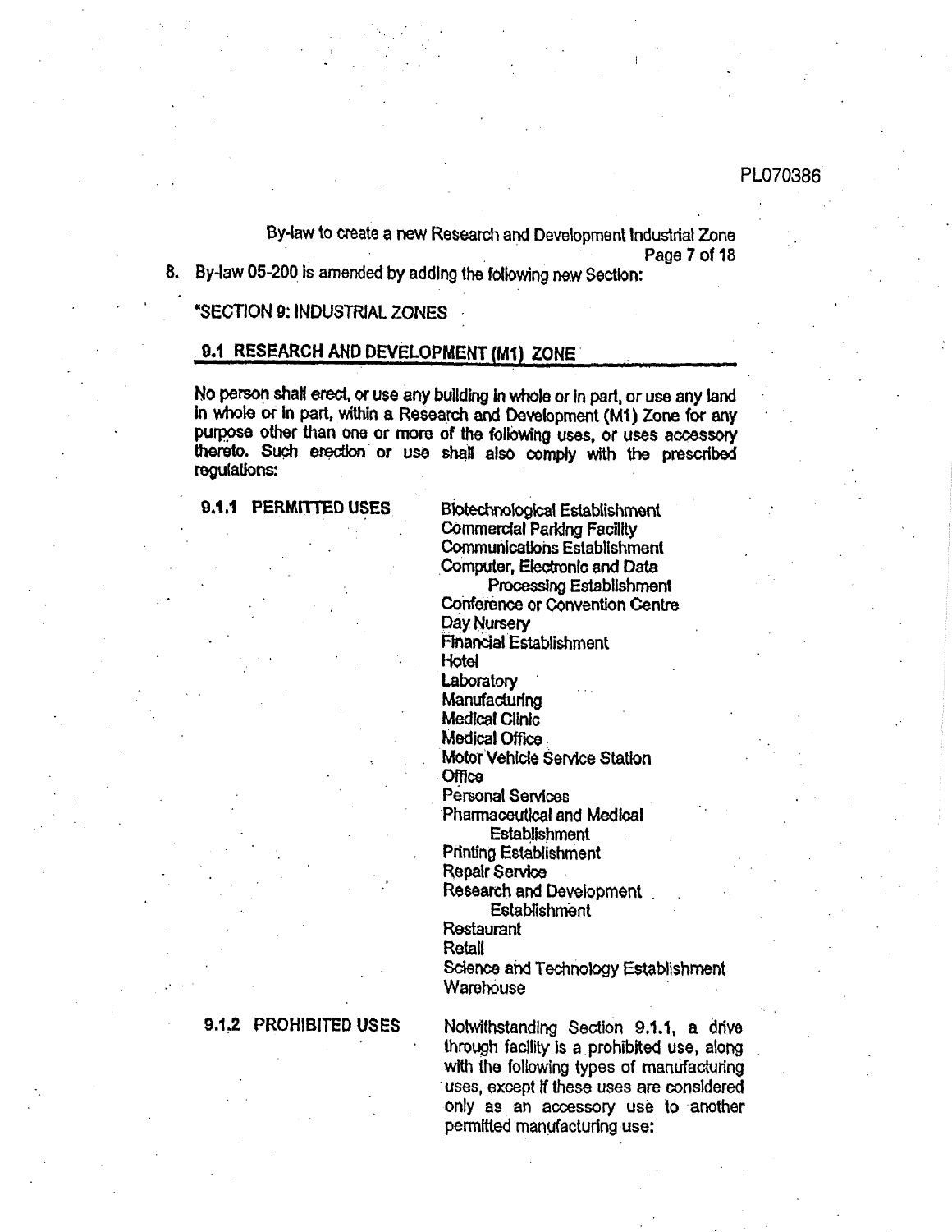By-law to create a new Research and Development Industrial Zone

8. By-law 05-200 is amended by adding the following new Section:

"SECTION 9: INDUSTRIAL ZONES

## 9.1 RESEARCH AND DEVELOPMENT (M1) ZONE

No person shall erect, or use any building in whole or in part, or use any land in whole or in part, within a Research and Development (M1) Zone for any purpose other than one or more of the following uses, or uses accessory thereto. Such erection or use shall also comply with the prescribed regulations:

**9.1.1 PERMITTED USES**

- Biotechnological Establishment
- Commercial Parking Facility
- Communications Establishment
- Computer, Electronic and Data Processing Establishment
- Conference or Convention Centre
- Day Nursery
- Financial Establishment
- Hotel
- Laboratory
- Manufacturing
- Medical Clinic
- Medical Office
- Motor Vehicle Service Station
- Office
- Personal Services
- Pharmaceutical and Medical Establishment
- Printing Establishment
- Repair Service
- Research and Development Establishment
- Restaurant
- Retail
- Science and Technology Establishment
- Warehouse

**9.1.2 PROHIBITED USES**

Notwithstanding Section 9.1.1, a drive through facility is a prohibited use, along with the following types of manufacturing uses, except if these uses are considered only as an accessory use to another permitted manufacturing use: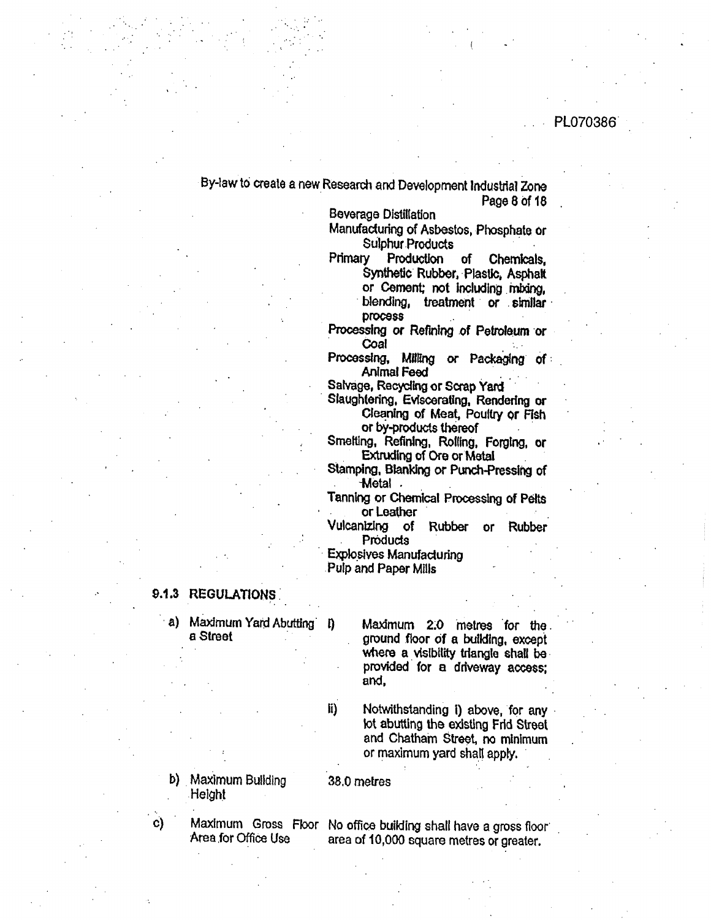Beverage Distillation
Manufacturing of Asbestos, Phosphate or Sulphur Products
Primary Production of Chemicals, Synthetic Rubber, Plastic, Asphalt or Cement; not including mixing, blending, treatment or similar process
Processing or Refining of Petroleum or Coal
Processing, Milling or Packaging of Animal Feed
Salvage, Recycling or Scrap Yard
Slaughtering, Eviscerating, Rendering or Cleaning of Meat, Poultry or Fish or by-products thereof
Smelting, Refining, Rolling, Forging, or Extruding of Ore or Metal
Stamping, Blanking or Punch-Pressing of Metal
Tanning or Chemical Processing of Pelts or Leather
Vulcanizing of Rubber or Rubber Products
Explosives Manufacturing
Pulp and Paper Mills

### 9.1.3 REGULATIONS

a) Maximum Yard Abutting a Street

   i) Maximum 2.0 metres for the ground floor of a building, except where a visibility triangle shall be provided for a driveway access; and,

   ii) Notwithstanding i) above, for any lot abutting the existing Frid Street and Chatham Street, no minimum or maximum yard shall apply.

b) Maximum Building Height — 38.0 metres

c) Maximum Gross Floor Area for Office Use — No office building shall have a gross floor area of 10,000 square metres or greater.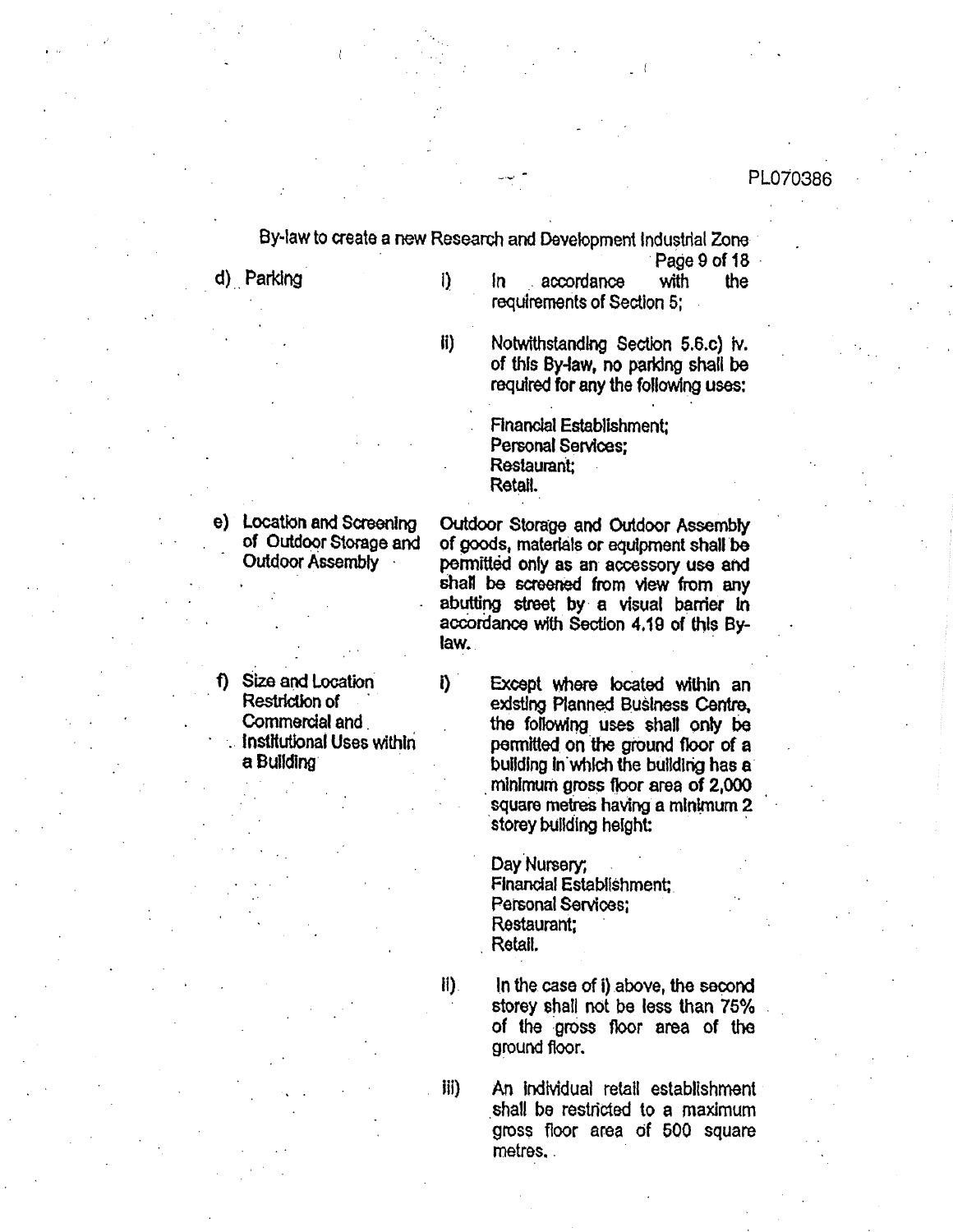d) Parking

i) In accordance with the requirements of Section 5;

ii) Notwithstanding Section 5.6.c) iv. of this By-law, no parking shall be required for any the following uses:

Financial Establishment;
Personal Services;
Restaurant;
Retail.

e) Location and Screening of Outdoor Storage and Outdoor Assembly

Outdoor Storage and Outdoor Assembly of goods, materials or equipment shall be permitted only as an accessory use and shall be screened from view from any abutting street by a visual barrier in accordance with Section 4.19 of this By-law.

f) Size and Location Restriction of Commercial and Institutional Uses within a Building

i) Except where located within an existing Planned Business Centre, the following uses shall only be permitted on the ground floor of a building in which the building has a minimum gross floor area of 2,000 square metres having a minimum 2 storey building height:

Day Nursery;
Financial Establishment;
Personal Services;
Restaurant;
Retail.

ii) In the case of i) above, the second storey shall not be less than 75% of the gross floor area of the ground floor.

iii) An individual retail establishment shall be restricted to a maximum gross floor area of 500 square metres.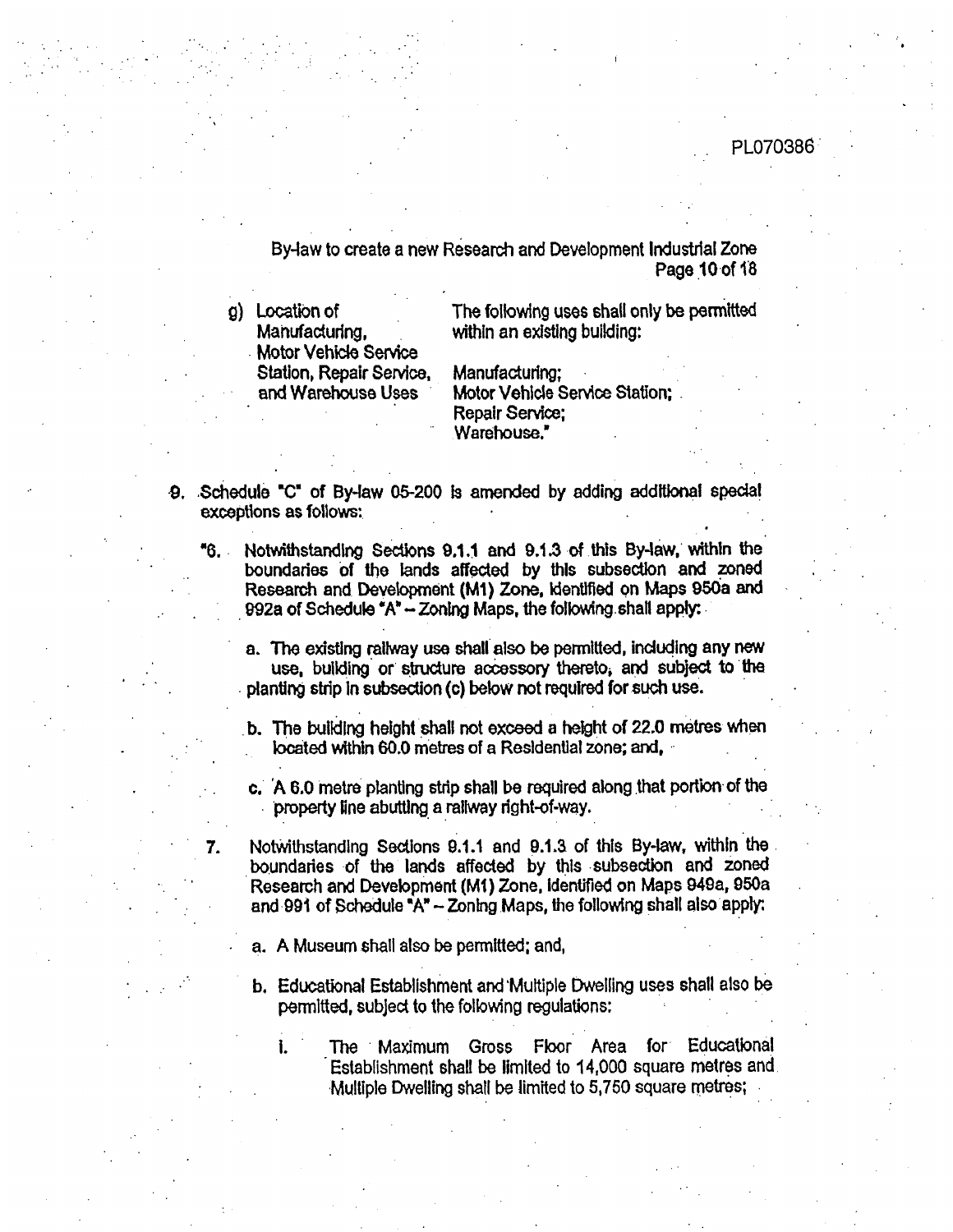g) Location of Manufacturing, Motor Vehicle Service Station, Repair Service, and Warehouse Uses

The following uses shall only be permitted within an existing building:

Manufacturing;
Motor Vehicle Service Station;
Repair Service;
Warehouse."

9. Schedule "C" of By-law 05-200 is amended by adding additional special exceptions as follows:

"6. Notwithstanding Sections 9.1.1 and 9.1.3 of this By-law, within the boundaries of the lands affected by this subsection and zoned Research and Development (M1) Zone, identified on Maps 950a and 992a of Schedule "A" – Zoning Maps, the following shall apply:

a. The existing railway use shall also be permitted, including any new use, building or structure accessory thereto, and subject to the planting strip in subsection (c) below not required for such use.

b. The building height shall not exceed a height of 22.0 metres when located within 60.0 metres of a Residential zone; and,

c. A 6.0 metre planting strip shall be required along that portion of the property line abutting a railway right-of-way.

7. Notwithstanding Sections 9.1.1 and 9.1.3 of this By-law, within the boundaries of the lands affected by this subsection and zoned Research and Development (M1) Zone, identified on Maps 949a, 950a and 991 of Schedule "A" – Zoning Maps, the following shall also apply:

a. A Museum shall also be permitted; and,

b. Educational Establishment and Multiple Dwelling uses shall also be permitted, subject to the following regulations:

i. The Maximum Gross Floor Area for Educational Establishment shall be limited to 14,000 square metres and Multiple Dwelling shall be limited to 5,750 square metres;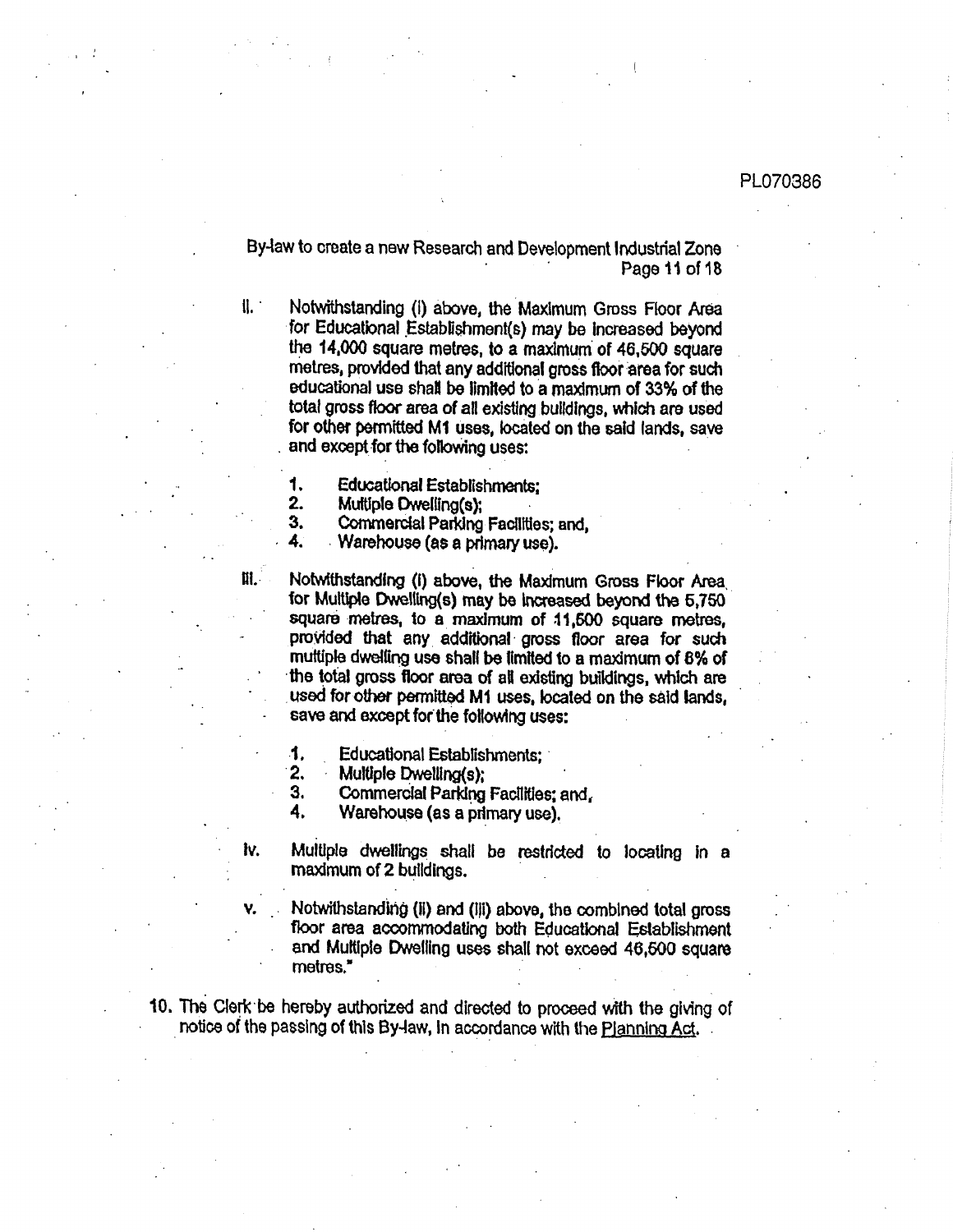ii. Notwithstanding (i) above, the Maximum Gross Floor Area for Educational Establishment(s) may be increased beyond the 14,000 square metres, to a maximum of 46,500 square metres, provided that any additional gross floor area for such educational use shall be limited to a maximum of 33% of the total gross floor area of all existing buildings, which are used for other permitted M1 uses, located on the said lands, save and except for the following uses:

   1. Educational Establishments;
   2. Multiple Dwelling(s);
   3. Commercial Parking Facilities; and,
   4. Warehouse (as a primary use).

iii. Notwithstanding (i) above, the Maximum Gross Floor Area for Multiple Dwelling(s) may be increased beyond the 5,750 square metres, to a maximum of 11,500 square metres, provided that any additional gross floor area for such multiple dwelling use shall be limited to a maximum of 8% of the total gross floor area of all existing buildings, which are used for other permitted M1 uses, located on the said lands, save and except for the following uses:

   1. Educational Establishments;
   2. Multiple Dwelling(s);
   3. Commercial Parking Facilities; and,
   4. Warehouse (as a primary use).

iv. Multiple dwellings shall be restricted to locating in a maximum of 2 buildings.

v. Notwithstanding (ii) and (iii) above, the combined total gross floor area accommodating both Educational Establishment and Multiple Dwelling uses shall not exceed 46,500 square metres."

10. The Clerk be hereby authorized and directed to proceed with the giving of notice of the passing of this By-law, in accordance with the Planning Act.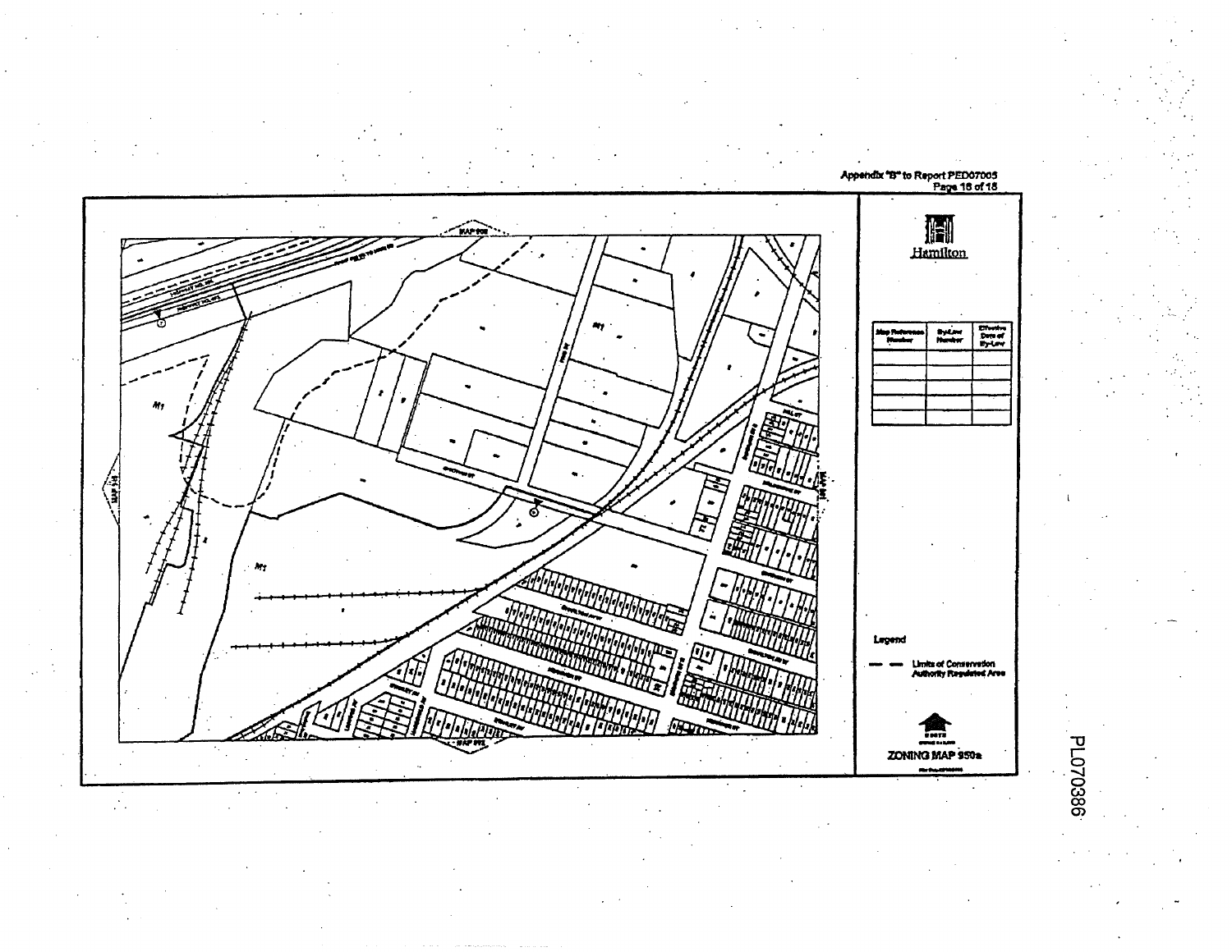Appendix "B" to Report PED07005
Page 16 of 16

Hamilton

| Map Reference Number | By-Law Number | Effective Date of By-Law |
| --- | --- | --- |
| | | |
| | | |
| | | |
| | | |
| | | |

Legend

— — Limits of Conservation Authority Regulated Area

ZONING MAP 950a

PL070386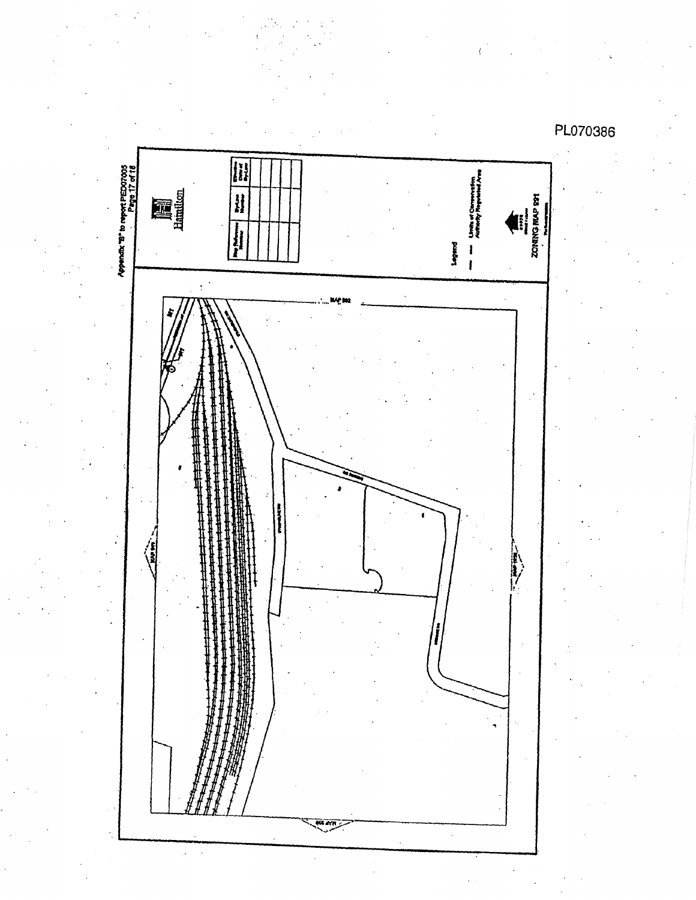PL070386

Appendix "B" to report PED07005
Page 17 of 18

Hamilton

| Map Reference Number | By-Law Number | Effective Date of By-Law |
|---|---|---|
| | | |
| | | |
| | | |
| | | |
| | | |

Legend

— — Limits of Conservation Authority Regulated Area

ZONING MAP 991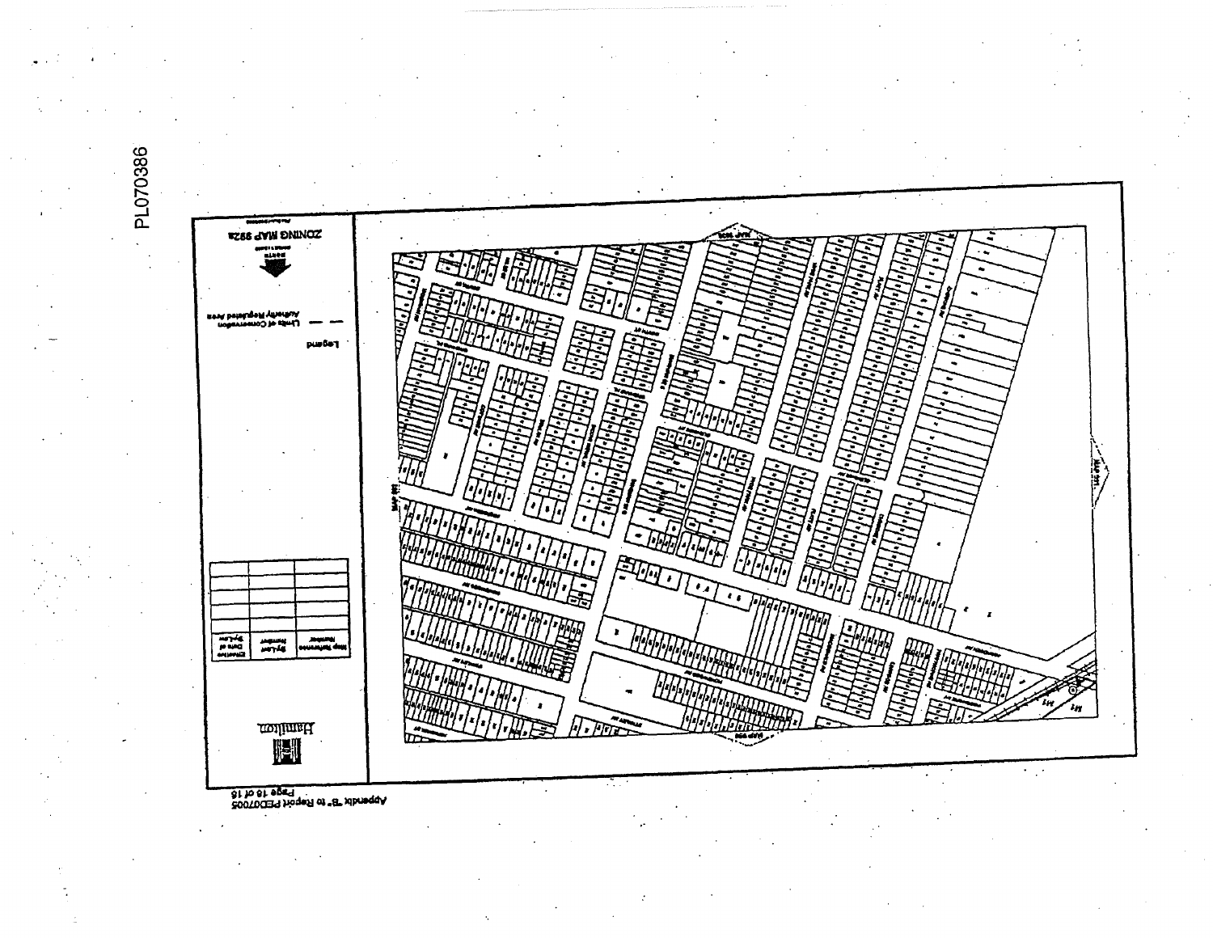PL070386

Hamilton

| Map Reference Number | By-Law Number | Effective Date of By-Law |
|---|---|---|
| | | |
| | | |
| | | |
| | | |

Legend

Limits of Conservation Authority Regulated Area

NORTH

ZONING MAP 992a

Appendix "B" to Report PED07005